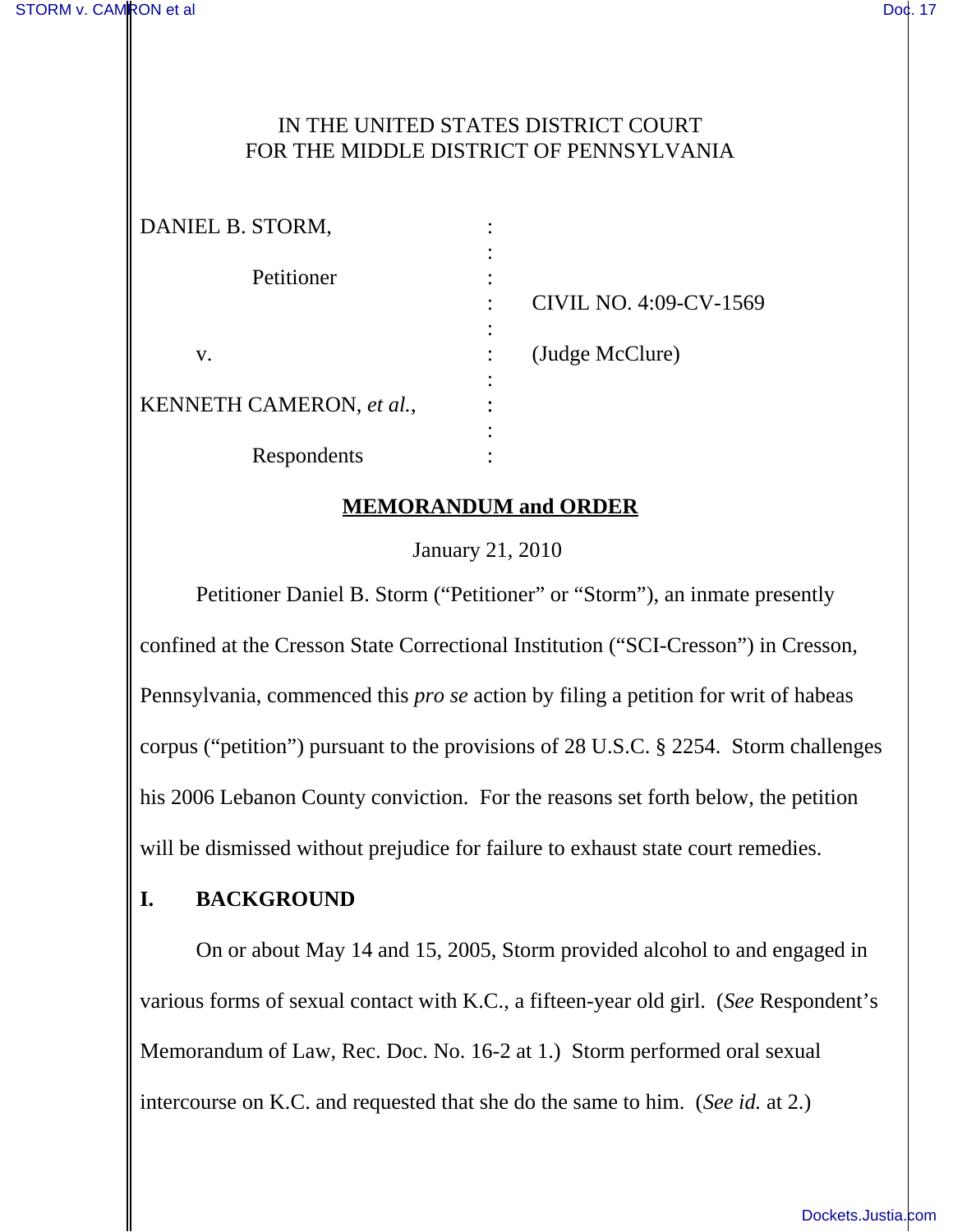IN THE UNITED STATES DISTRICT COURT
FOR THE MIDDLE DISTRICT OF PENNSYLVANIA

| | | |
|---|---|---|
| DANIEL B. STORM, | : | |
| Petitioner | : | CIVIL NO. 4:09-CV-1569 |
| v. | : | (Judge McClure) |
| KENNETH CAMERON, *et al.*, | : | |
| Respondents | : | |

**MEMORANDUM and ORDER**

January 21, 2010

Petitioner Daniel B. Storm ("Petitioner" or "Storm"), an inmate presently confined at the Cresson State Correctional Institution ("SCI-Cresson") in Cresson, Pennsylvania, commenced this *pro se* action by filing a petition for writ of habeas corpus ("petition") pursuant to the provisions of 28 U.S.C. § 2254. Storm challenges his 2006 Lebanon County conviction. For the reasons set forth below, the petition will be dismissed without prejudice for failure to exhaust state court remedies.

## I. BACKGROUND

On or about May 14 and 15, 2005, Storm provided alcohol to and engaged in various forms of sexual contact with K.C., a fifteen-year old girl. (*See* Respondent's Memorandum of Law, Rec. Doc. No. 16-2 at 1.) Storm performed oral sexual intercourse on K.C. and requested that she do the same to him. (*See id.* at 2.)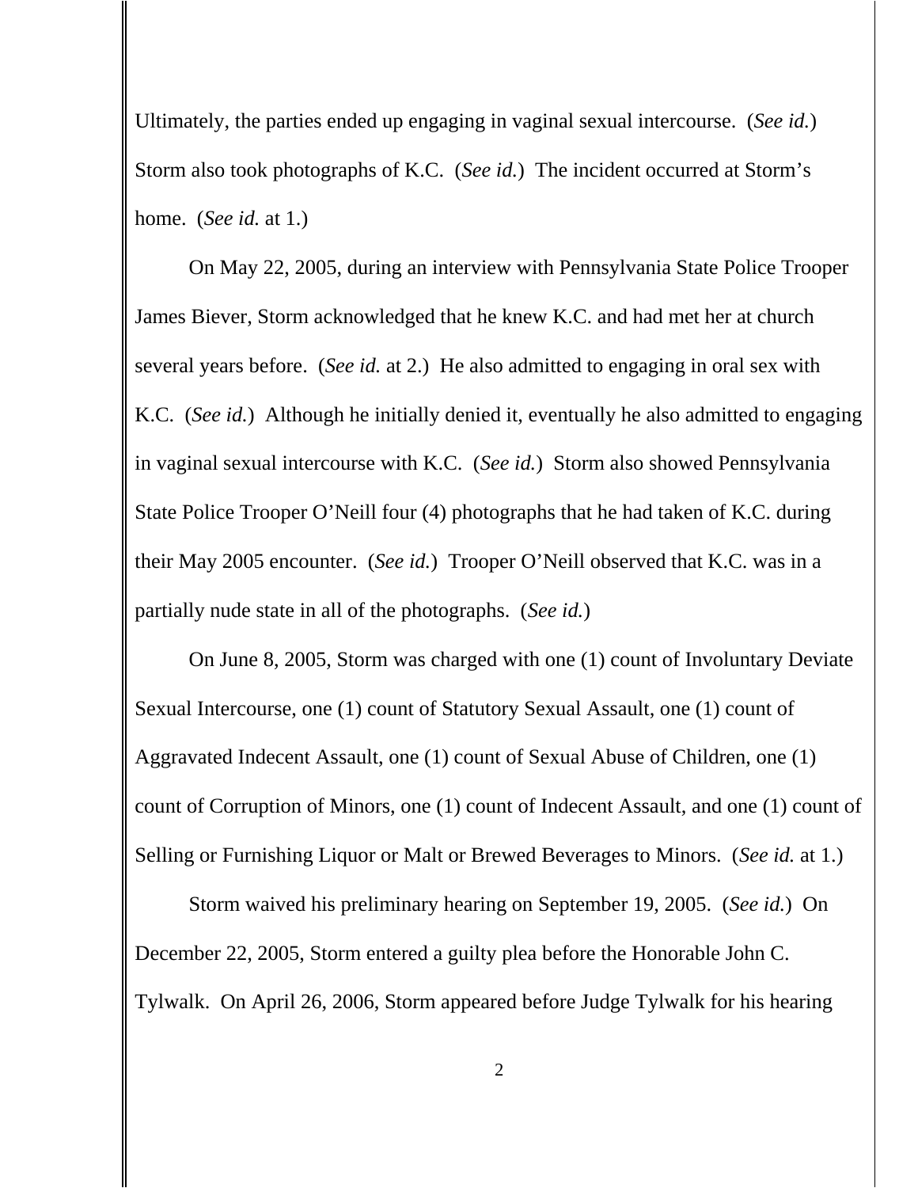Ultimately, the parties ended up engaging in vaginal sexual intercourse. (*See id.*) Storm also took photographs of K.C. (*See id.*) The incident occurred at Storm's home. (*See id.* at 1.)

On May 22, 2005, during an interview with Pennsylvania State Police Trooper James Biever, Storm acknowledged that he knew K.C. and had met her at church several years before. (*See id.* at 2.) He also admitted to engaging in oral sex with K.C. (*See id.*) Although he initially denied it, eventually he also admitted to engaging in vaginal sexual intercourse with K.C. (*See id.*) Storm also showed Pennsylvania State Police Trooper O'Neill four (4) photographs that he had taken of K.C. during their May 2005 encounter. (*See id.*) Trooper O'Neill observed that K.C. was in a partially nude state in all of the photographs. (*See id.*)

On June 8, 2005, Storm was charged with one (1) count of Involuntary Deviate Sexual Intercourse, one (1) count of Statutory Sexual Assault, one (1) count of Aggravated Indecent Assault, one (1) count of Sexual Abuse of Children, one (1) count of Corruption of Minors, one (1) count of Indecent Assault, and one (1) count of Selling or Furnishing Liquor or Malt or Brewed Beverages to Minors. (*See id.* at 1.)

Storm waived his preliminary hearing on September 19, 2005. (*See id.*) On December 22, 2005, Storm entered a guilty plea before the Honorable John C. Tylwalk. On April 26, 2006, Storm appeared before Judge Tylwalk for his hearing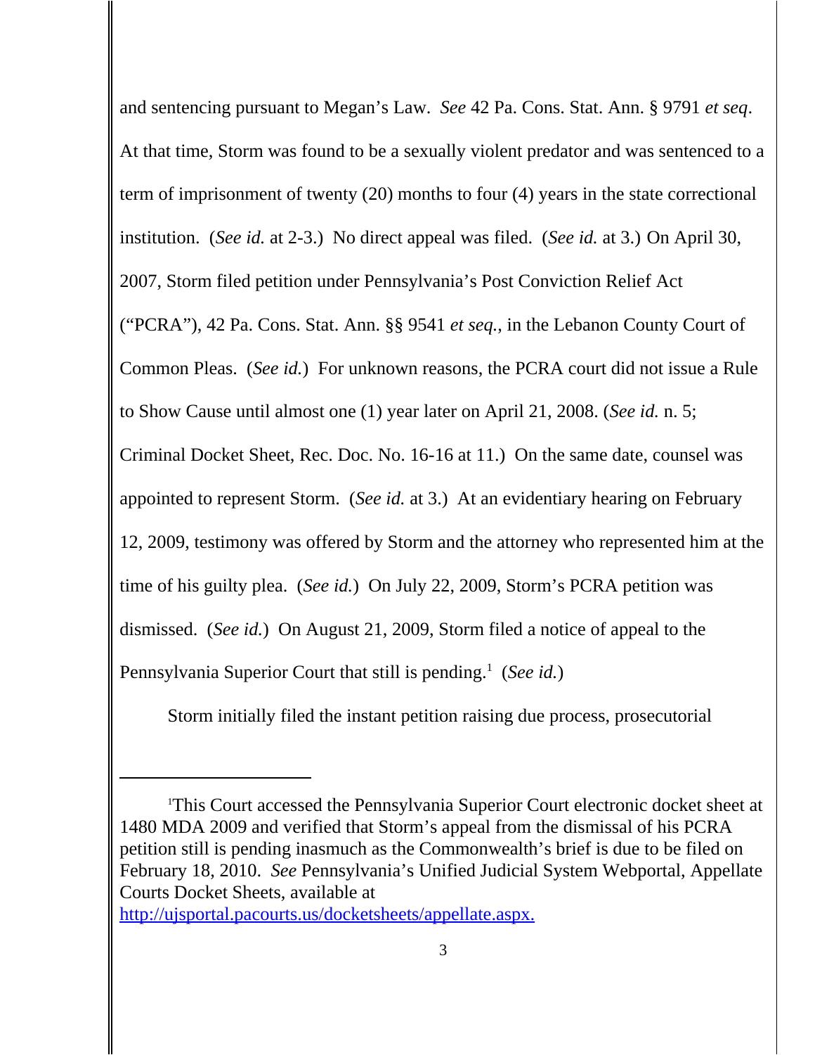and sentencing pursuant to Megan's Law. *See* 42 Pa. Cons. Stat. Ann. § 9791 *et seq*. At that time, Storm was found to be a sexually violent predator and was sentenced to a term of imprisonment of twenty (20) months to four (4) years in the state correctional institution. (*See id.* at 2-3.) No direct appeal was filed. (*See id.* at 3.) On April 30, 2007, Storm filed petition under Pennsylvania's Post Conviction Relief Act ("PCRA"), 42 Pa. Cons. Stat. Ann. §§ 9541 *et seq.*, in the Lebanon County Court of Common Pleas. (*See id.*) For unknown reasons, the PCRA court did not issue a Rule to Show Cause until almost one (1) year later on April 21, 2008. (*See id.* n. 5; Criminal Docket Sheet, Rec. Doc. No. 16-16 at 11.) On the same date, counsel was appointed to represent Storm. (*See id.* at 3.) At an evidentiary hearing on February 12, 2009, testimony was offered by Storm and the attorney who represented him at the time of his guilty plea. (*See id.*) On July 22, 2009, Storm's PCRA petition was dismissed. (*See id.*) On August 21, 2009, Storm filed a notice of appeal to the Pennsylvania Superior Court that still is pending.[1] (*See id.*)

Storm initially filed the instant petition raising due process, prosecutorial

---

[1]This Court accessed the Pennsylvania Superior Court electronic docket sheet at 1480 MDA 2009 and verified that Storm's appeal from the dismissal of his PCRA petition still is pending inasmuch as the Commonwealth's brief is due to be filed on February 18, 2010. *See* Pennsylvania's Unified Judicial System Webportal, Appellate Courts Docket Sheets, available at http://ujsportal.pacourts.us/docketsheets/appellate.aspx.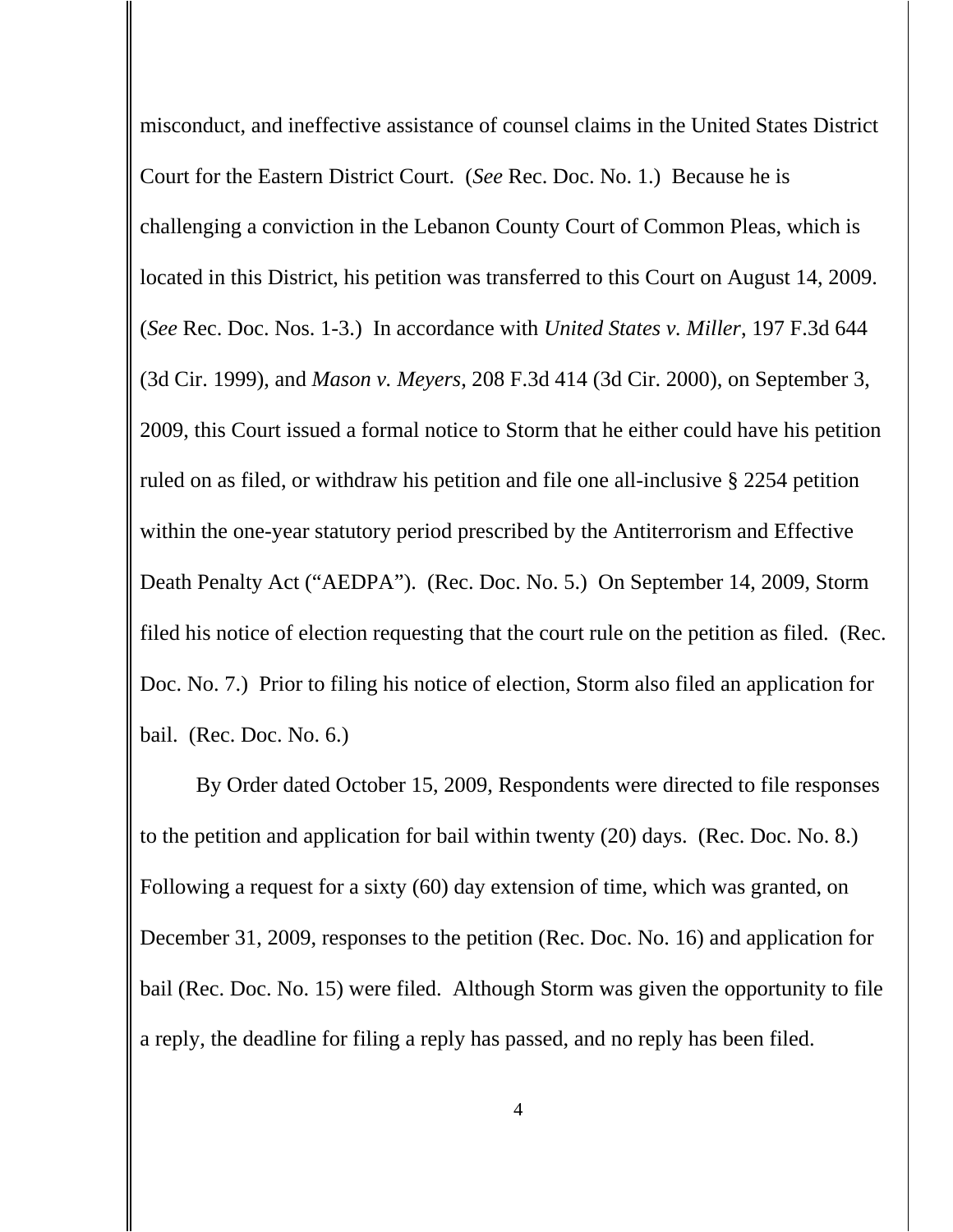misconduct, and ineffective assistance of counsel claims in the United States District Court for the Eastern District Court. (*See* Rec. Doc. No. 1.) Because he is challenging a conviction in the Lebanon County Court of Common Pleas, which is located in this District, his petition was transferred to this Court on August 14, 2009. (*See* Rec. Doc. Nos. 1-3.) In accordance with *United States v. Miller*, 197 F.3d 644 (3d Cir. 1999), and *Mason v. Meyers*, 208 F.3d 414 (3d Cir. 2000), on September 3, 2009, this Court issued a formal notice to Storm that he either could have his petition ruled on as filed, or withdraw his petition and file one all-inclusive § 2254 petition within the one-year statutory period prescribed by the Antiterrorism and Effective Death Penalty Act ("AEDPA"). (Rec. Doc. No. 5.) On September 14, 2009, Storm filed his notice of election requesting that the court rule on the petition as filed. (Rec. Doc. No. 7.) Prior to filing his notice of election, Storm also filed an application for bail. (Rec. Doc. No. 6.)

By Order dated October 15, 2009, Respondents were directed to file responses to the petition and application for bail within twenty (20) days. (Rec. Doc. No. 8.) Following a request for a sixty (60) day extension of time, which was granted, on December 31, 2009, responses to the petition (Rec. Doc. No. 16) and application for bail (Rec. Doc. No. 15) were filed. Although Storm was given the opportunity to file a reply, the deadline for filing a reply has passed, and no reply has been filed.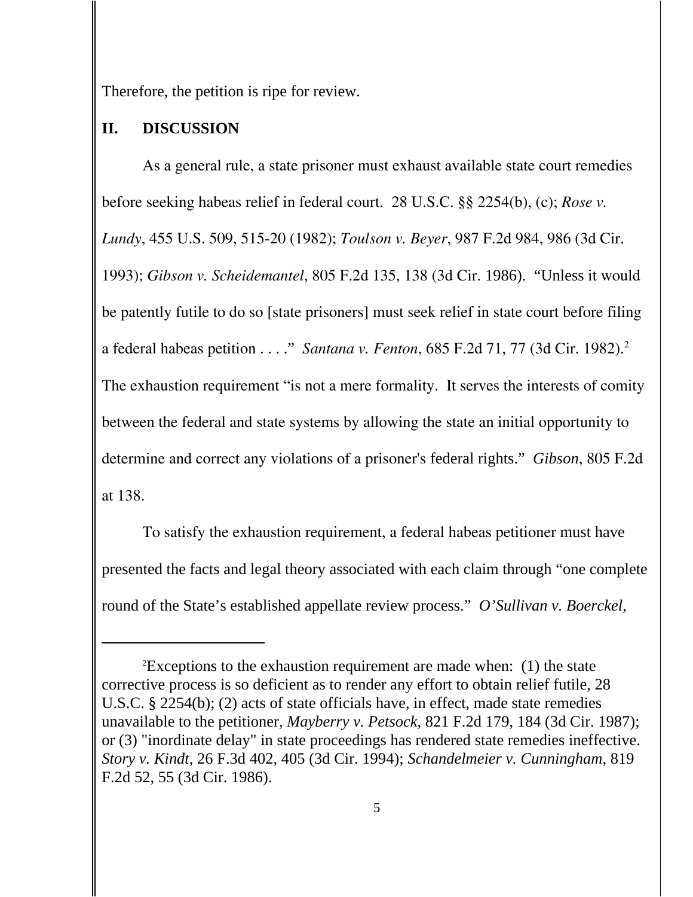Therefore, the petition is ripe for review.

## II. DISCUSSION

As a general rule, a state prisoner must exhaust available state court remedies before seeking habeas relief in federal court. 28 U.S.C. §§ 2254(b), (c); *Rose v. Lundy*, 455 U.S. 509, 515-20 (1982); *Toulson v. Beyer*, 987 F.2d 984, 986 (3d Cir. 1993); *Gibson v. Scheidemantel*, 805 F.2d 135, 138 (3d Cir. 1986). "Unless it would be patently futile to do so [state prisoners] must seek relief in state court before filing a federal habeas petition . . . ." *Santana v. Fenton*, 685 F.2d 71, 77 (3d Cir. 1982).[2] The exhaustion requirement "is not a mere formality. It serves the interests of comity between the federal and state systems by allowing the state an initial opportunity to determine and correct any violations of a prisoner's federal rights." *Gibson*, 805 F.2d at 138.

To satisfy the exhaustion requirement, a federal habeas petitioner must have presented the facts and legal theory associated with each claim through "one complete round of the State's established appellate review process." *O'Sullivan v. Boerckel,*

---

[2]Exceptions to the exhaustion requirement are made when: (1) the state corrective process is so deficient as to render any effort to obtain relief futile, 28 U.S.C. § 2254(b); (2) acts of state officials have, in effect, made state remedies unavailable to the petitioner, *Mayberry v. Petsock*, 821 F.2d 179, 184 (3d Cir. 1987); or (3) "inordinate delay" in state proceedings has rendered state remedies ineffective. *Story v. Kindt*, 26 F.3d 402, 405 (3d Cir. 1994); *Schandelmeier v. Cunningham*, 819 F.2d 52, 55 (3d Cir. 1986).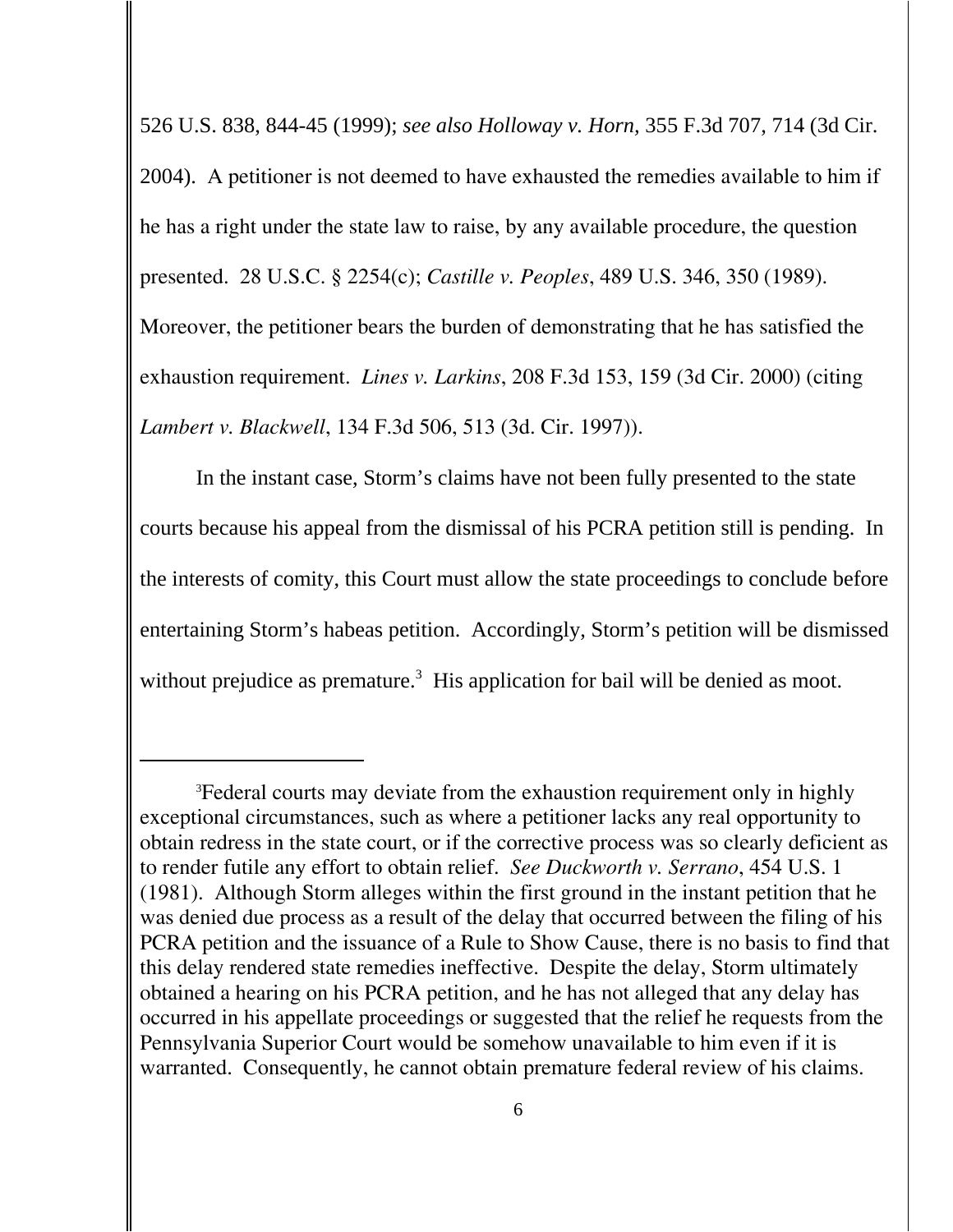526 U.S. 838, 844-45 (1999); *see also Holloway v. Horn,* 355 F.3d 707, 714 (3d Cir. 2004). A petitioner is not deemed to have exhausted the remedies available to him if he has a right under the state law to raise, by any available procedure, the question presented. 28 U.S.C. § 2254(c); *Castille v. Peoples*, 489 U.S. 346, 350 (1989). Moreover, the petitioner bears the burden of demonstrating that he has satisfied the exhaustion requirement. *Lines v. Larkins*, 208 F.3d 153, 159 (3d Cir. 2000) (citing *Lambert v. Blackwell*, 134 F.3d 506, 513 (3d. Cir. 1997)).

In the instant case, Storm's claims have not been fully presented to the state courts because his appeal from the dismissal of his PCRA petition still is pending. In the interests of comity, this Court must allow the state proceedings to conclude before entertaining Storm's habeas petition. Accordingly, Storm's petition will be dismissed without prejudice as premature.[3] His application for bail will be denied as moot.

---

[3]Federal courts may deviate from the exhaustion requirement only in highly exceptional circumstances, such as where a petitioner lacks any real opportunity to obtain redress in the state court, or if the corrective process was so clearly deficient as to render futile any effort to obtain relief. *See Duckworth v. Serrano*, 454 U.S. 1 (1981). Although Storm alleges within the first ground in the instant petition that he was denied due process as a result of the delay that occurred between the filing of his PCRA petition and the issuance of a Rule to Show Cause, there is no basis to find that this delay rendered state remedies ineffective. Despite the delay, Storm ultimately obtained a hearing on his PCRA petition, and he has not alleged that any delay has occurred in his appellate proceedings or suggested that the relief he requests from the Pennsylvania Superior Court would be somehow unavailable to him even if it is warranted. Consequently, he cannot obtain premature federal review of his claims.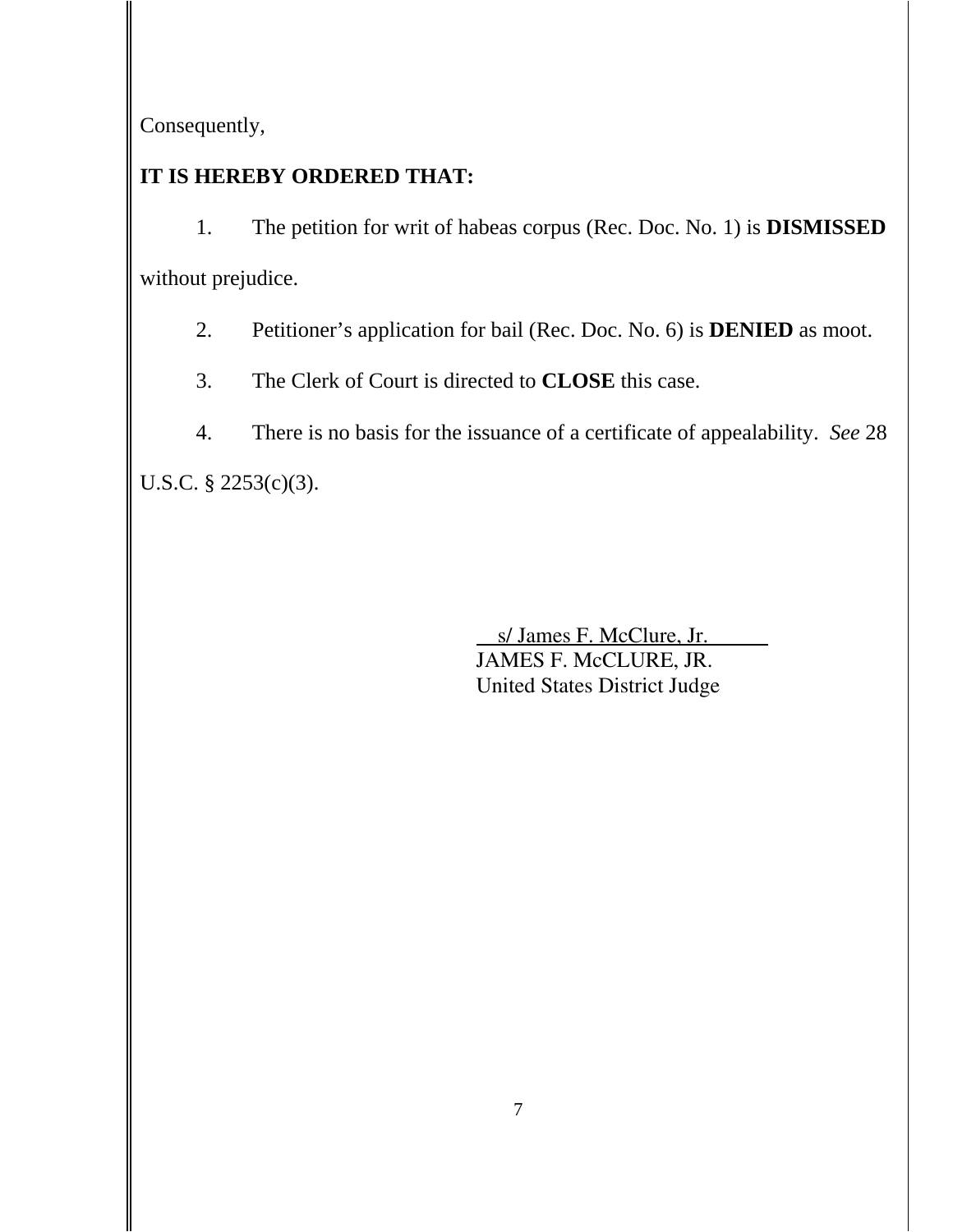Consequently,

**IT IS HEREBY ORDERED THAT:**

1. The petition for writ of habeas corpus (Rec. Doc. No. 1) is **DISMISSED** without prejudice.

2. Petitioner's application for bail (Rec. Doc. No. 6) is **DENIED** as moot.

3. The Clerk of Court is directed to **CLOSE** this case.

4. There is no basis for the issuance of a certificate of appealability. *See* 28 U.S.C. § 2253(c)(3).

s/ James F. McClure, Jr.
JAMES F. McCLURE, JR.
United States District Judge